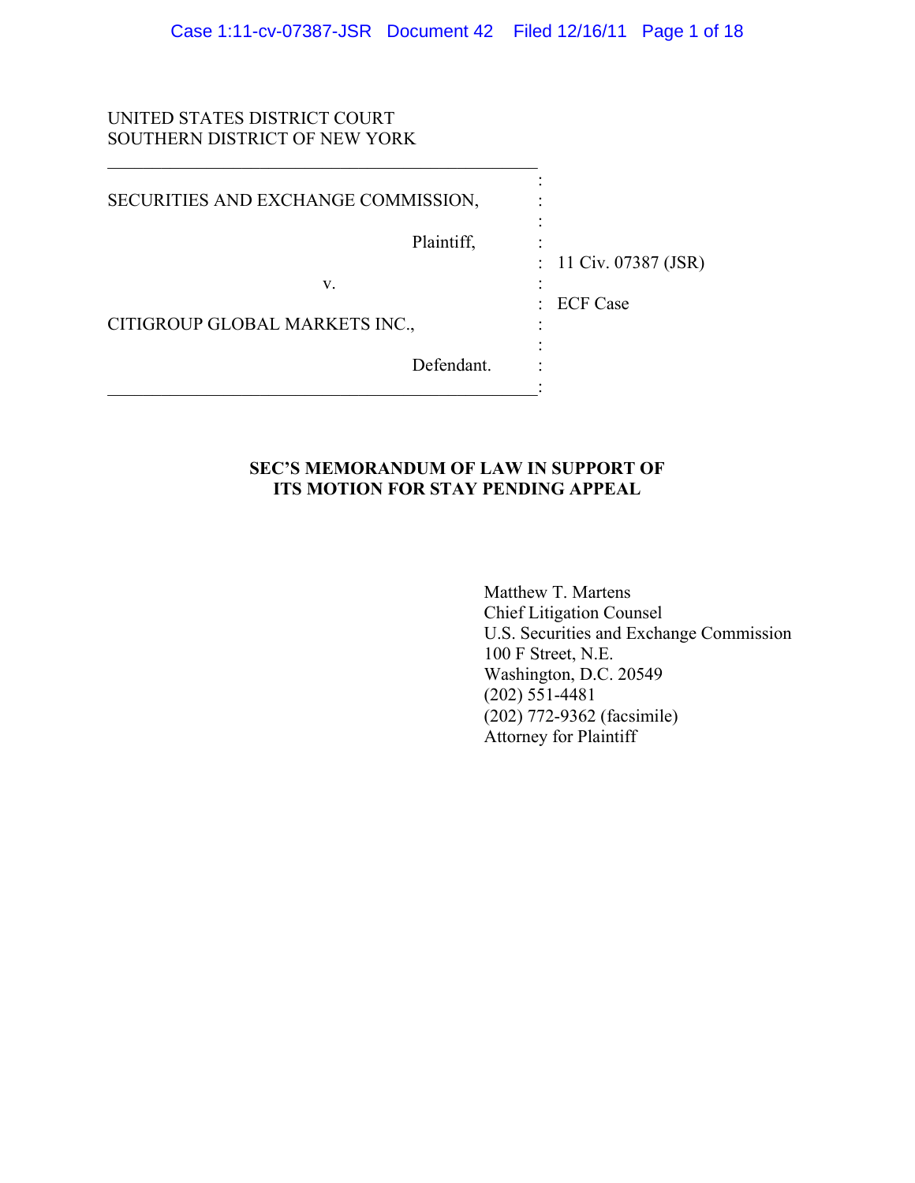UNITED STATES DISTRICT COURT
SOUTHERN DISTRICT OF NEW YORK

| | |
|---|---|
| SECURITIES AND EXCHANGE COMMISSION,<br><br>Plaintiff,<br><br>v.<br><br>CITIGROUP GLOBAL MARKETS INC.,<br><br>Defendant. | 11 Civ. 07387 (JSR)<br><br>ECF Case |

**SEC'S MEMORANDUM OF LAW IN SUPPORT OF ITS MOTION FOR STAY PENDING APPEAL**

Matthew T. Martens
Chief Litigation Counsel
U.S. Securities and Exchange Commission
100 F Street, N.E.
Washington, D.C. 20549
(202) 551-4481
(202) 772-9362 (facsimile)
Attorney for Plaintiff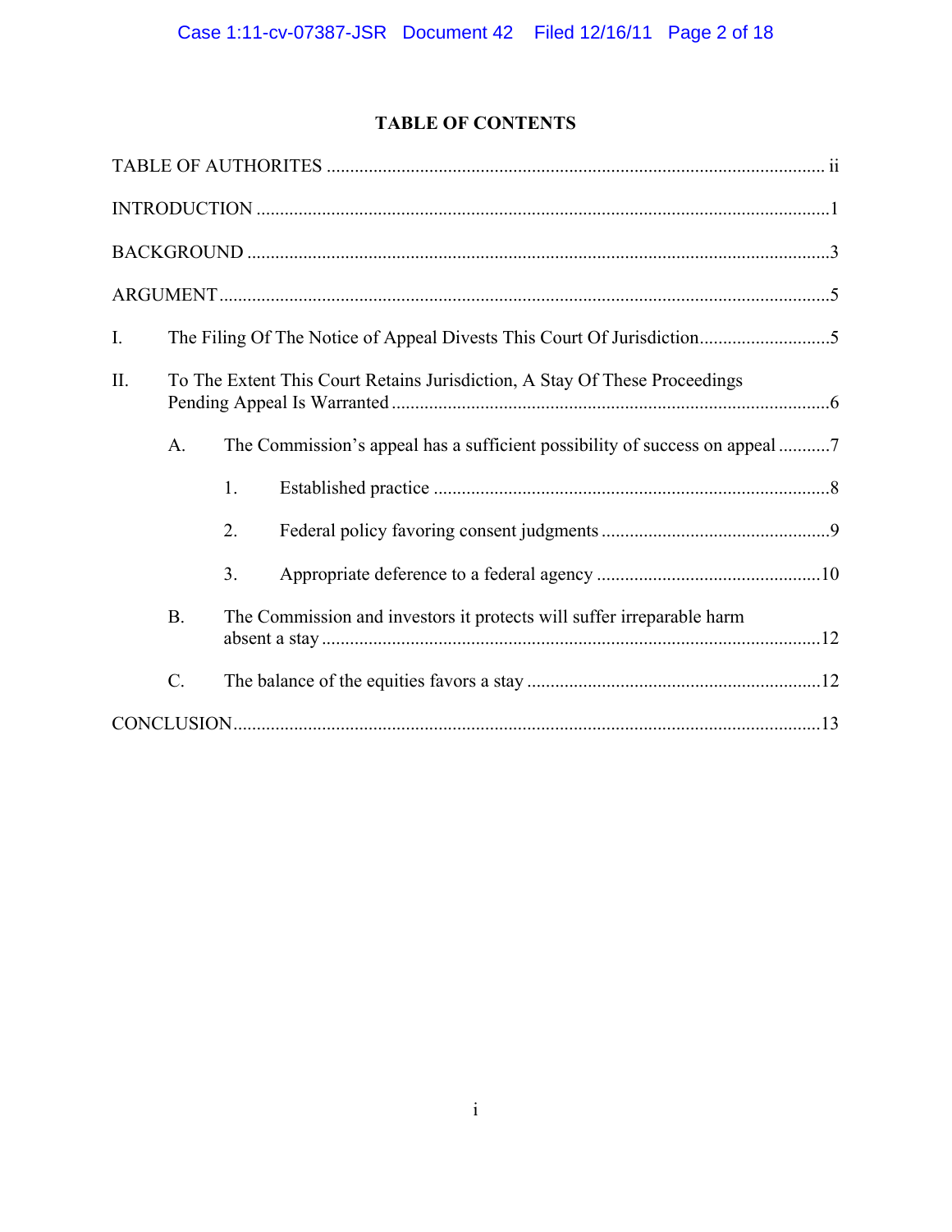# TABLE OF CONTENTS

TABLE OF AUTHORITIES .......... ii

INTRODUCTION .......... 1

BACKGROUND .......... 3

ARGUMENT .......... 5

I. The Filing Of The Notice of Appeal Divests This Court Of Jurisdiction .......... 5

II. To The Extent This Court Retains Jurisdiction, A Stay Of These Proceedings Pending Appeal Is Warranted .......... 6

- A. The Commission's appeal has a sufficient possibility of success on appeal .......... 7
  - 1. Established practice .......... 8
  - 2. Federal policy favoring consent judgments .......... 9
  - 3. Appropriate deference to a federal agency .......... 10
- B. The Commission and investors it protects will suffer irreparable harm absent a stay .......... 12
- C. The balance of the equities favors a stay .......... 12

CONCLUSION .......... 13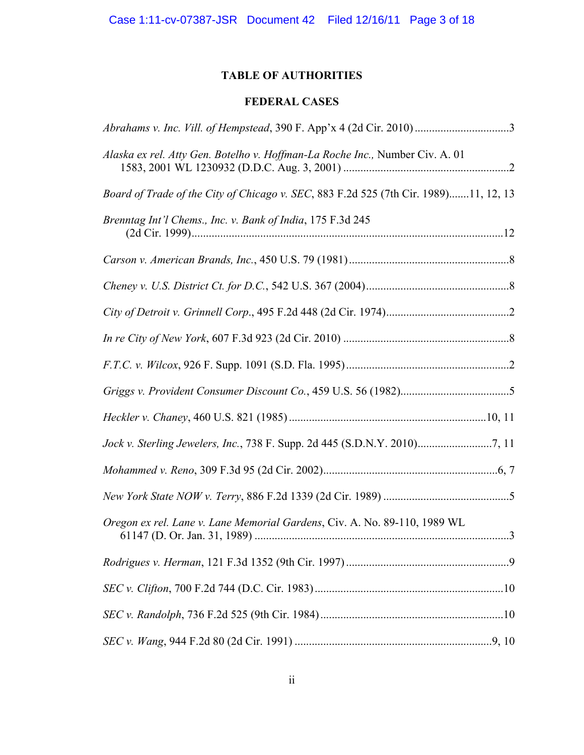## TABLE OF AUTHORITIES

### FEDERAL CASES

*Abrahams v. Inc. Vill. of Hempstead*, 390 F. App'x 4 (2d Cir. 2010) ....................................3

*Alaska ex rel. Atty Gen. Botelho v. Hoffman-La Roche Inc.,* Number Civ. A. 01 1583, 2001 WL 1230932 (D.D.C. Aug. 3, 2001) ..........................................................2

*Board of Trade of the City of Chicago v. SEC*, 883 F.2d 525 (7th Cir. 1989).......11, 12, 13

*Brenntag Int'l Chems., Inc. v. Bank of India*, 175 F.3d 245 (2d Cir. 1999)...........................................................................................................12

*Carson v. American Brands, Inc.*, 450 U.S. 79 (1981) ........................................................8

*Cheney v. U.S. District Ct. for D.C.*, 542 U.S. 367 (2004)..................................................8

*City of Detroit v. Grinnell Corp*., 495 F.2d 448 (2d Cir. 1974)...........................................2

*In re City of New York*, 607 F.3d 923 (2d Cir. 2010) ..........................................................8

*F.T.C. v. Wilcox*, 926 F. Supp. 1091 (S.D. Fla. 1995).........................................................2

*Griggs v. Provident Consumer Discount Co.*, 459 U.S. 56 (1982)......................................5

*Heckler v. Chaney*, 460 U.S. 821 (1985) .....................................................................10, 11

*Jock v. Sterling Jewelers, Inc.*, 738 F. Supp. 2d 445 (S.D.N.Y. 2010)..........................7, 11

*Mohammed v. Reno*, 309 F.3d 95 (2d Cir. 2002)............................................................6, 7

*New York State NOW v. Terry*, 886 F.2d 1339 (2d Cir. 1989) ............................................5

*Oregon ex rel. Lane v. Lane Memorial Gardens*, Civ. A. No. 89-110, 1989 WL 61147 (D. Or. Jan. 31, 1989) .........................................................................................3

*Rodrigues v. Herman*, 121 F.3d 1352 (9th Cir. 1997) .........................................................9

*SEC v. Clifton*, 700 F.2d 744 (D.C. Cir. 1983).................................................................10

*SEC v. Randolph*, 736 F.2d 525 (9th Cir. 1984)................................................................10

*SEC v. Wang*, 944 F.2d 80 (2d Cir. 1991) .....................................................................9, 10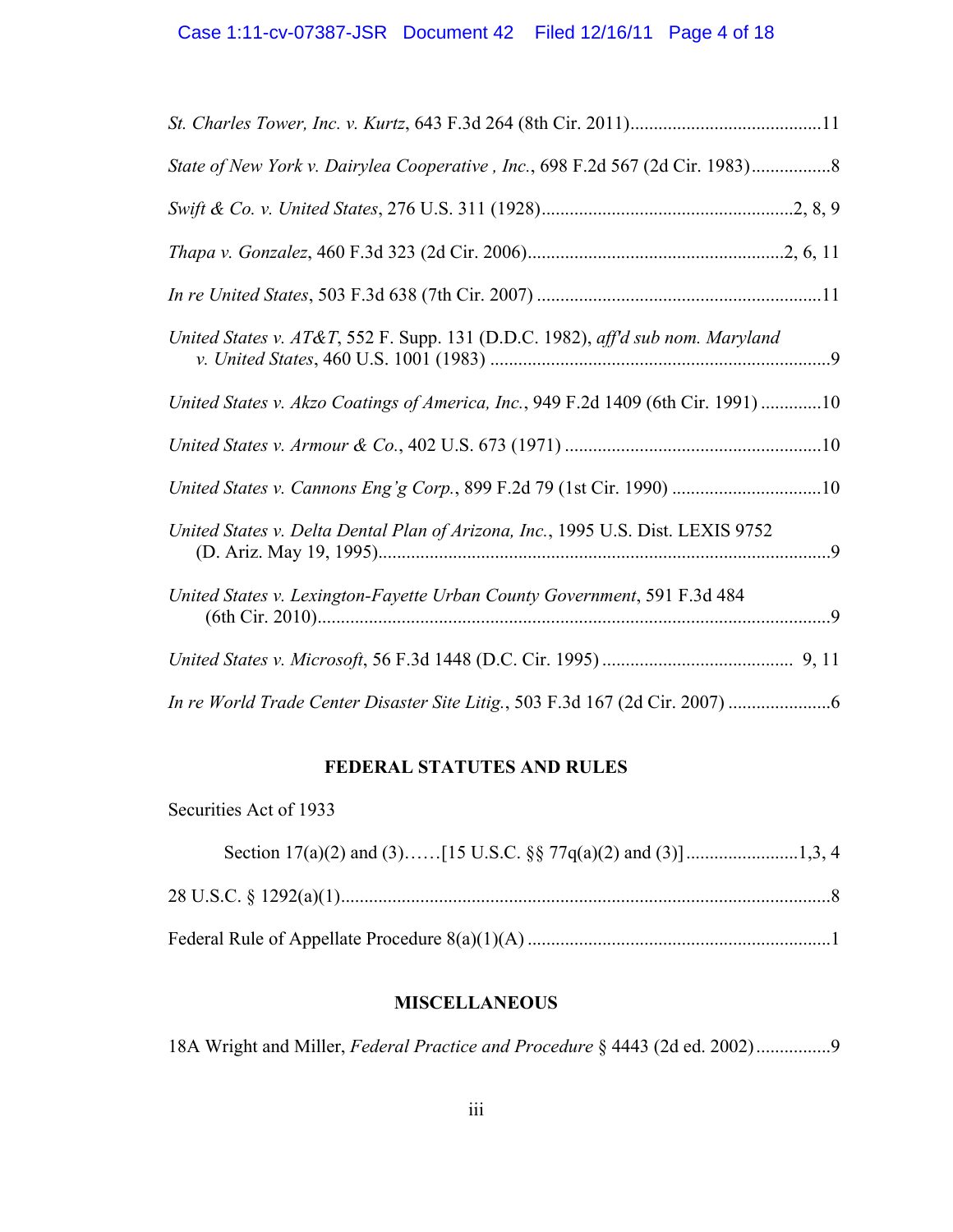*St. Charles Tower, Inc. v. Kurtz*, 643 F.3d 264 (8th Cir. 2011)........................................11

*State of New York v. Dairylea Cooperative , Inc.*, 698 F.2d 567 (2d Cir. 1983).................8

*Swift & Co. v. United States*, 276 U.S. 311 (1928).....................................................2, 8, 9

*Thapa v. Gonzalez*, 460 F.3d 323 (2d Cir. 2006).......................................................2, 6, 11

*In re United States*, 503 F.3d 638 (7th Cir. 2007) .............................................................11

*United States v. AT&T*, 552 F. Supp. 131 (D.D.C. 1982), *aff'd sub nom. Maryland v. United States*, 460 U.S. 1001 (1983) .........................................................................9

*United States v. Akzo Coatings of America, Inc.*, 949 F.2d 1409 (6th Cir. 1991) .............10

*United States v. Armour & Co.*, 402 U.S. 673 (1971) ......................................................10

*United States v. Cannons Eng'g Corp.*, 899 F.2d 79 (1st Cir. 1990) ................................10

*United States v. Delta Dental Plan of Arizona, Inc.*, 1995 U.S. Dist. LEXIS 9752 (D. Ariz. May 19, 1995).................................................................................................9

*United States v. Lexington-Fayette Urban County Government*, 591 F.3d 484 (6th Cir. 2010).............................................................................................................9

*United States v. Microsoft*, 56 F.3d 1448 (D.C. Cir. 1995) ........................................ 9, 11

*In re World Trade Center Disaster Site Litig.*, 503 F.3d 167 (2d Cir. 2007) ......................6

**FEDERAL STATUTES AND RULES**

Securities Act of 1933

Section 17(a)(2) and (3)……[15 U.S.C. §§ 77q(a)(2) and (3)] ........................1,3, 4

28 U.S.C. § 1292(a)(1).........................................................................................................8

Federal Rule of Appellate Procedure 8(a)(1)(A) .................................................................1

**MISCELLANEOUS**

18A Wright and Miller, *Federal Practice and Procedure* § 4443 (2d ed. 2002)................9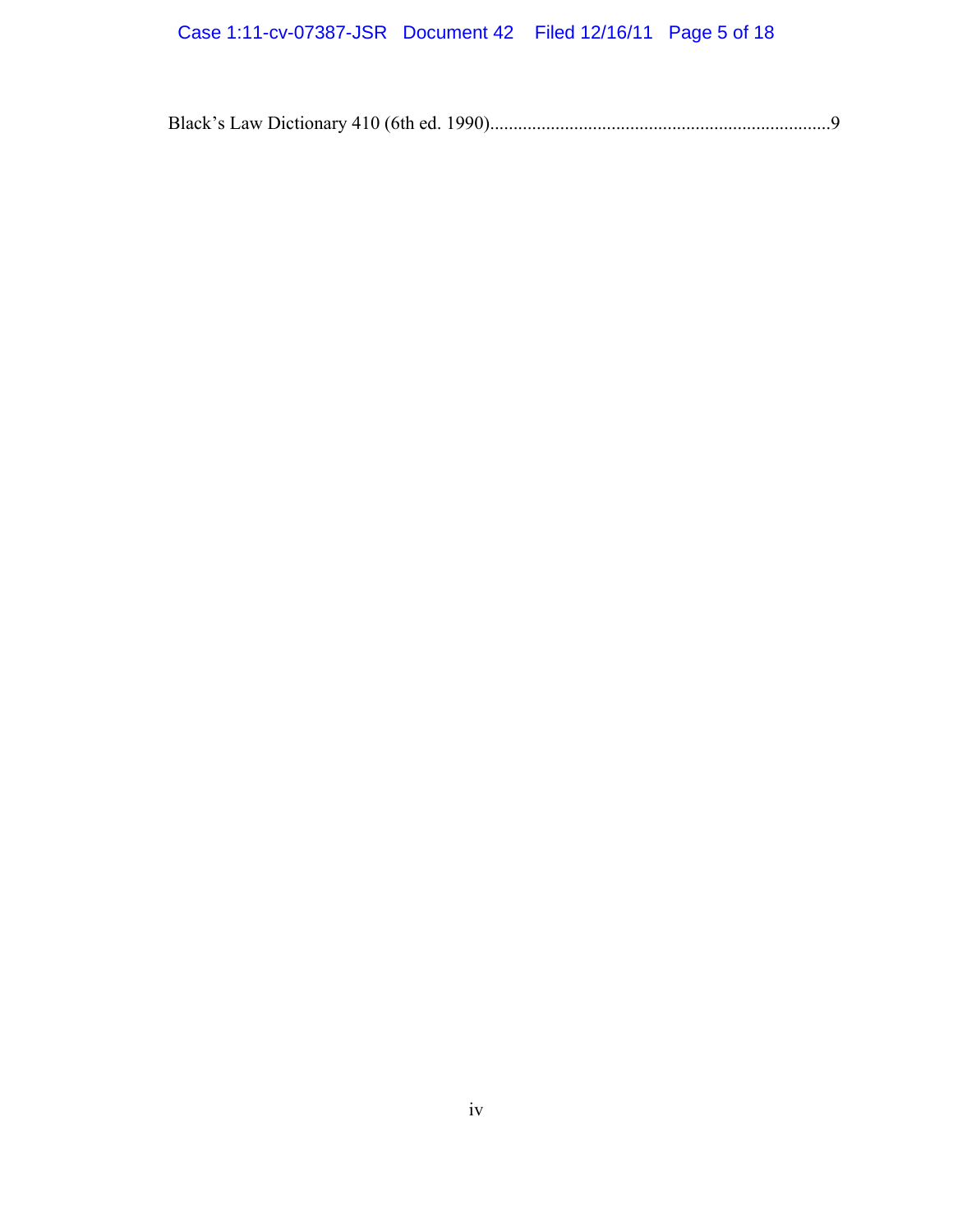Black's Law Dictionary 410 (6th ed. 1990)........................................................................9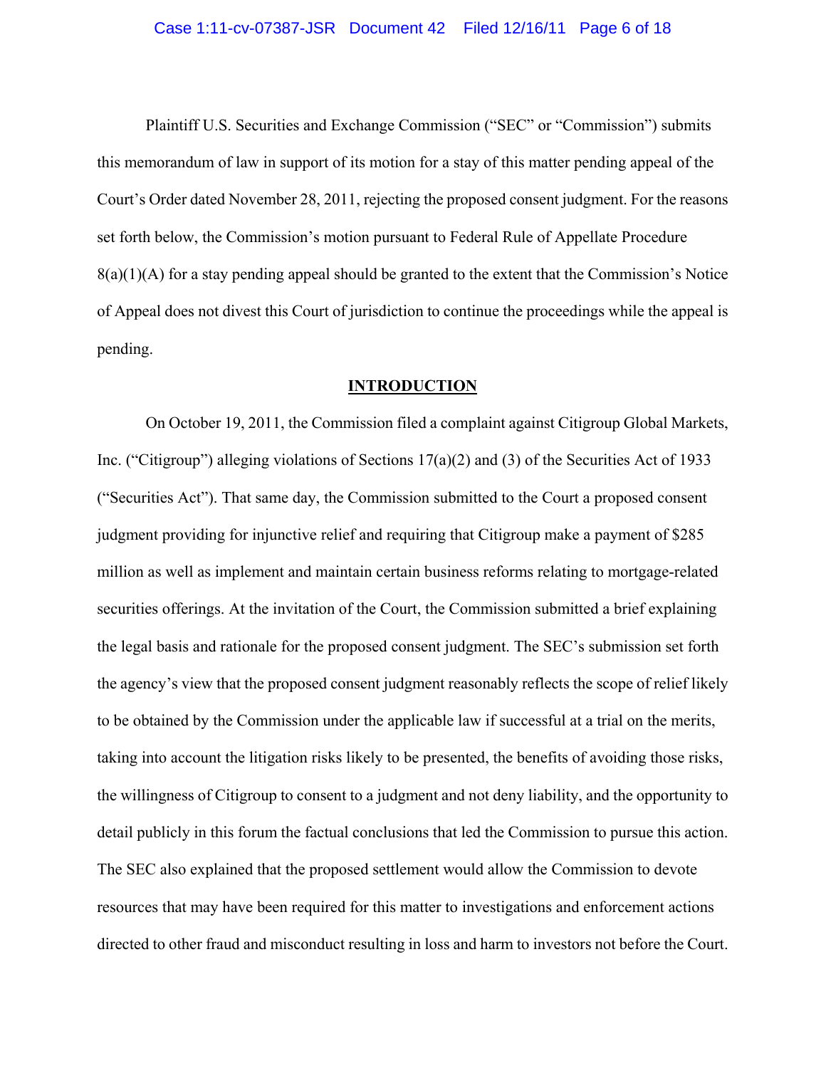Plaintiff U.S. Securities and Exchange Commission ("SEC" or "Commission") submits this memorandum of law in support of its motion for a stay of this matter pending appeal of the Court's Order dated November 28, 2011, rejecting the proposed consent judgment. For the reasons set forth below, the Commission's motion pursuant to Federal Rule of Appellate Procedure 8(a)(1)(A) for a stay pending appeal should be granted to the extent that the Commission's Notice of Appeal does not divest this Court of jurisdiction to continue the proceedings while the appeal is pending.

## INTRODUCTION

On October 19, 2011, the Commission filed a complaint against Citigroup Global Markets, Inc. ("Citigroup") alleging violations of Sections 17(a)(2) and (3) of the Securities Act of 1933 ("Securities Act"). That same day, the Commission submitted to the Court a proposed consent judgment providing for injunctive relief and requiring that Citigroup make a payment of $285 million as well as implement and maintain certain business reforms relating to mortgage-related securities offerings. At the invitation of the Court, the Commission submitted a brief explaining the legal basis and rationale for the proposed consent judgment. The SEC's submission set forth the agency's view that the proposed consent judgment reasonably reflects the scope of relief likely to be obtained by the Commission under the applicable law if successful at a trial on the merits, taking into account the litigation risks likely to be presented, the benefits of avoiding those risks, the willingness of Citigroup to consent to a judgment and not deny liability, and the opportunity to detail publicly in this forum the factual conclusions that led the Commission to pursue this action. The SEC also explained that the proposed settlement would allow the Commission to devote resources that may have been required for this matter to investigations and enforcement actions directed to other fraud and misconduct resulting in loss and harm to investors not before the Court.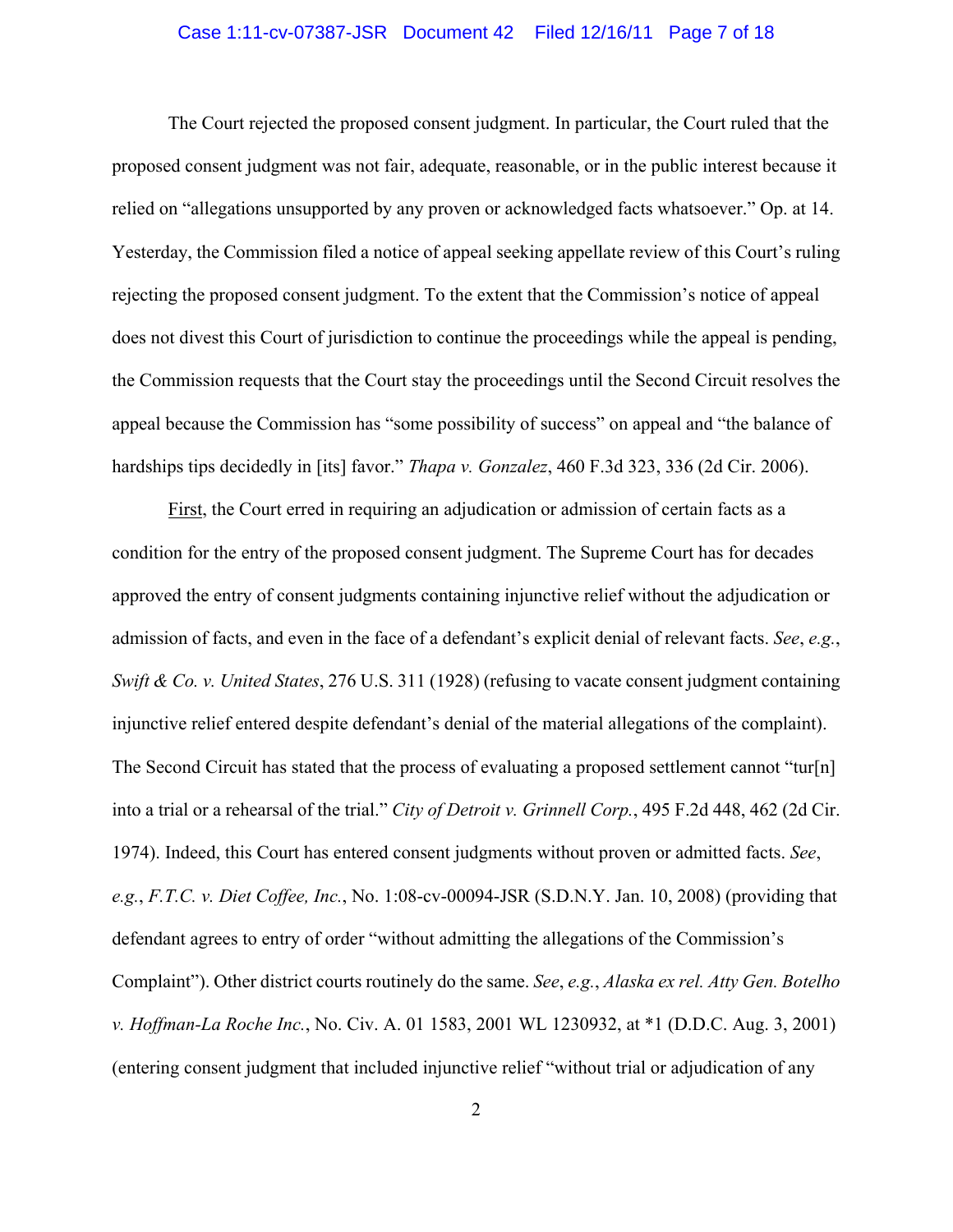The Court rejected the proposed consent judgment. In particular, the Court ruled that the proposed consent judgment was not fair, adequate, reasonable, or in the public interest because it relied on "allegations unsupported by any proven or acknowledged facts whatsoever." Op. at 14. Yesterday, the Commission filed a notice of appeal seeking appellate review of this Court's ruling rejecting the proposed consent judgment. To the extent that the Commission's notice of appeal does not divest this Court of jurisdiction to continue the proceedings while the appeal is pending, the Commission requests that the Court stay the proceedings until the Second Circuit resolves the appeal because the Commission has "some possibility of success" on appeal and "the balance of hardships tips decidedly in [its] favor." *Thapa v. Gonzalez*, 460 F.3d 323, 336 (2d Cir. 2006).

First, the Court erred in requiring an adjudication or admission of certain facts as a condition for the entry of the proposed consent judgment. The Supreme Court has for decades approved the entry of consent judgments containing injunctive relief without the adjudication or admission of facts, and even in the face of a defendant's explicit denial of relevant facts. *See*, *e.g.*, *Swift & Co. v. United States*, 276 U.S. 311 (1928) (refusing to vacate consent judgment containing injunctive relief entered despite defendant's denial of the material allegations of the complaint). The Second Circuit has stated that the process of evaluating a proposed settlement cannot "tur[n] into a trial or a rehearsal of the trial." *City of Detroit v. Grinnell Corp.*, 495 F.2d 448, 462 (2d Cir. 1974). Indeed, this Court has entered consent judgments without proven or admitted facts. *See*, *e.g.*, *F.T.C. v. Diet Coffee, Inc.*, No. 1:08-cv-00094-JSR (S.D.N.Y. Jan. 10, 2008) (providing that defendant agrees to entry of order "without admitting the allegations of the Commission's Complaint"). Other district courts routinely do the same. *See*, *e.g.*, *Alaska ex rel. Atty Gen. Botelho v. Hoffman-La Roche Inc.*, No. Civ. A. 01 1583, 2001 WL 1230932, at *1 (D.D.C. Aug. 3, 2001) (entering consent judgment that included injunctive relief "without trial or adjudication of any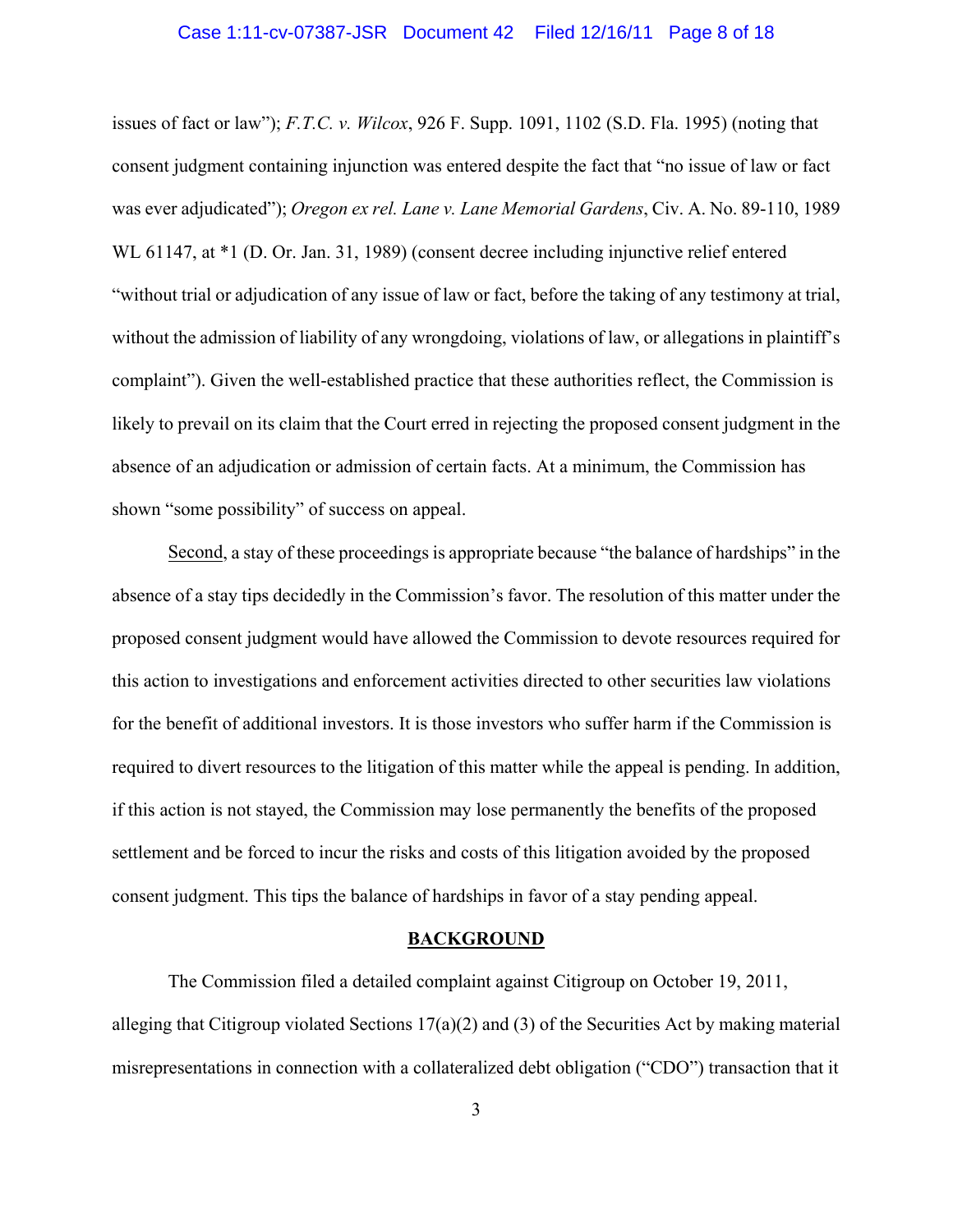issues of fact or law"); *F.T.C. v. Wilcox*, 926 F. Supp. 1091, 1102 (S.D. Fla. 1995) (noting that consent judgment containing injunction was entered despite the fact that "no issue of law or fact was ever adjudicated"); *Oregon ex rel. Lane v. Lane Memorial Gardens*, Civ. A. No. 89-110, 1989 WL 61147, at *1 (D. Or. Jan. 31, 1989) (consent decree including injunctive relief entered "without trial or adjudication of any issue of law or fact, before the taking of any testimony at trial, without the admission of liability of any wrongdoing, violations of law, or allegations in plaintiff's complaint"). Given the well-established practice that these authorities reflect, the Commission is likely to prevail on its claim that the Court erred in rejecting the proposed consent judgment in the absence of an adjudication or admission of certain facts. At a minimum, the Commission has shown "some possibility" of success on appeal.

Second, a stay of these proceedings is appropriate because "the balance of hardships" in the absence of a stay tips decidedly in the Commission's favor. The resolution of this matter under the proposed consent judgment would have allowed the Commission to devote resources required for this action to investigations and enforcement activities directed to other securities law violations for the benefit of additional investors. It is those investors who suffer harm if the Commission is required to divert resources to the litigation of this matter while the appeal is pending. In addition, if this action is not stayed, the Commission may lose permanently the benefits of the proposed settlement and be forced to incur the risks and costs of this litigation avoided by the proposed consent judgment. This tips the balance of hardships in favor of a stay pending appeal.

## BACKGROUND

The Commission filed a detailed complaint against Citigroup on October 19, 2011, alleging that Citigroup violated Sections 17(a)(2) and (3) of the Securities Act by making material misrepresentations in connection with a collateralized debt obligation ("CDO") transaction that it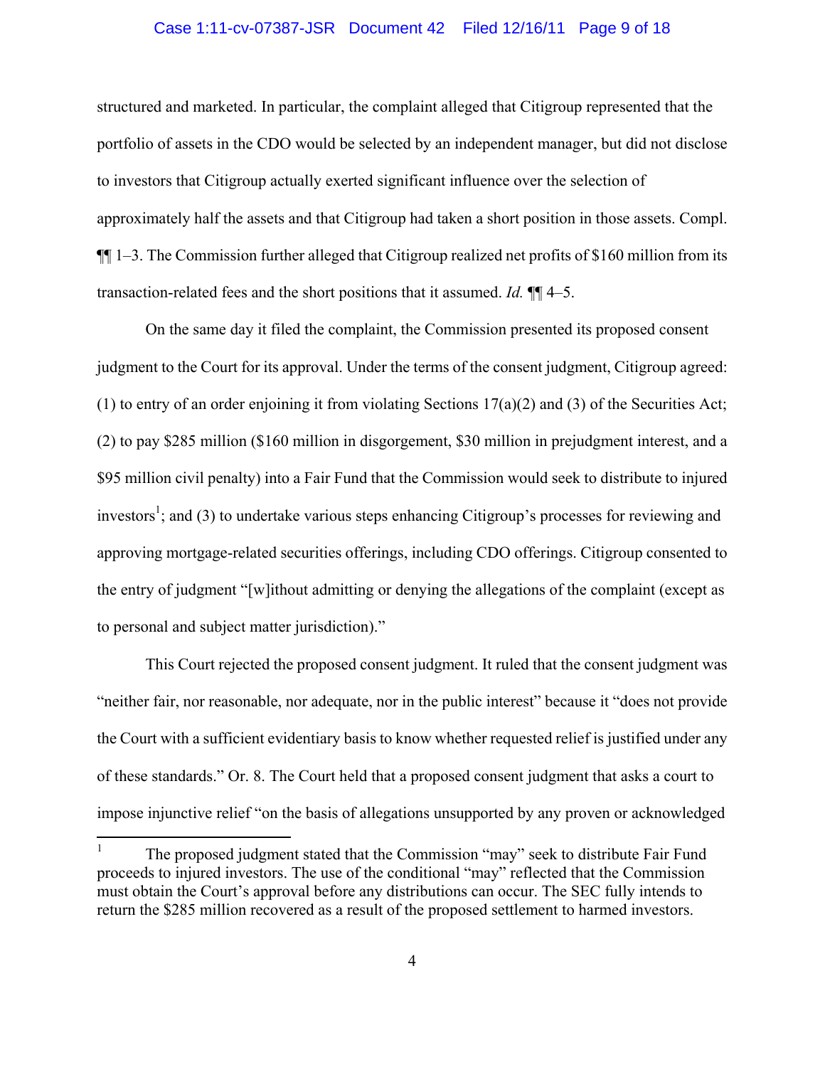structured and marketed. In particular, the complaint alleged that Citigroup represented that the portfolio of assets in the CDO would be selected by an independent manager, but did not disclose to investors that Citigroup actually exerted significant influence over the selection of approximately half the assets and that Citigroup had taken a short position in those assets. Compl. ¶¶ 1–3. The Commission further alleged that Citigroup realized net profits of $160 million from its transaction-related fees and the short positions that it assumed. *Id.* ¶¶ 4–5.

On the same day it filed the complaint, the Commission presented its proposed consent judgment to the Court for its approval. Under the terms of the consent judgment, Citigroup agreed: (1) to entry of an order enjoining it from violating Sections 17(a)(2) and (3) of the Securities Act; (2) to pay $285 million ($160 million in disgorgement, $30 million in prejudgment interest, and a $95 million civil penalty) into a Fair Fund that the Commission would seek to distribute to injured investors[1]; and (3) to undertake various steps enhancing Citigroup's processes for reviewing and approving mortgage-related securities offerings, including CDO offerings. Citigroup consented to the entry of judgment "[w]ithout admitting or denying the allegations of the complaint (except as to personal and subject matter jurisdiction)."

This Court rejected the proposed consent judgment. It ruled that the consent judgment was "neither fair, nor reasonable, nor adequate, nor in the public interest" because it "does not provide the Court with a sufficient evidentiary basis to know whether requested relief is justified under any of these standards." Or. 8. The Court held that a proposed consent judgment that asks a court to impose injunctive relief "on the basis of allegations unsupported by any proven or acknowledged

---

[1] The proposed judgment stated that the Commission "may" seek to distribute Fair Fund proceeds to injured investors. The use of the conditional "may" reflected that the Commission must obtain the Court's approval before any distributions can occur. The SEC fully intends to return the $285 million recovered as a result of the proposed settlement to harmed investors.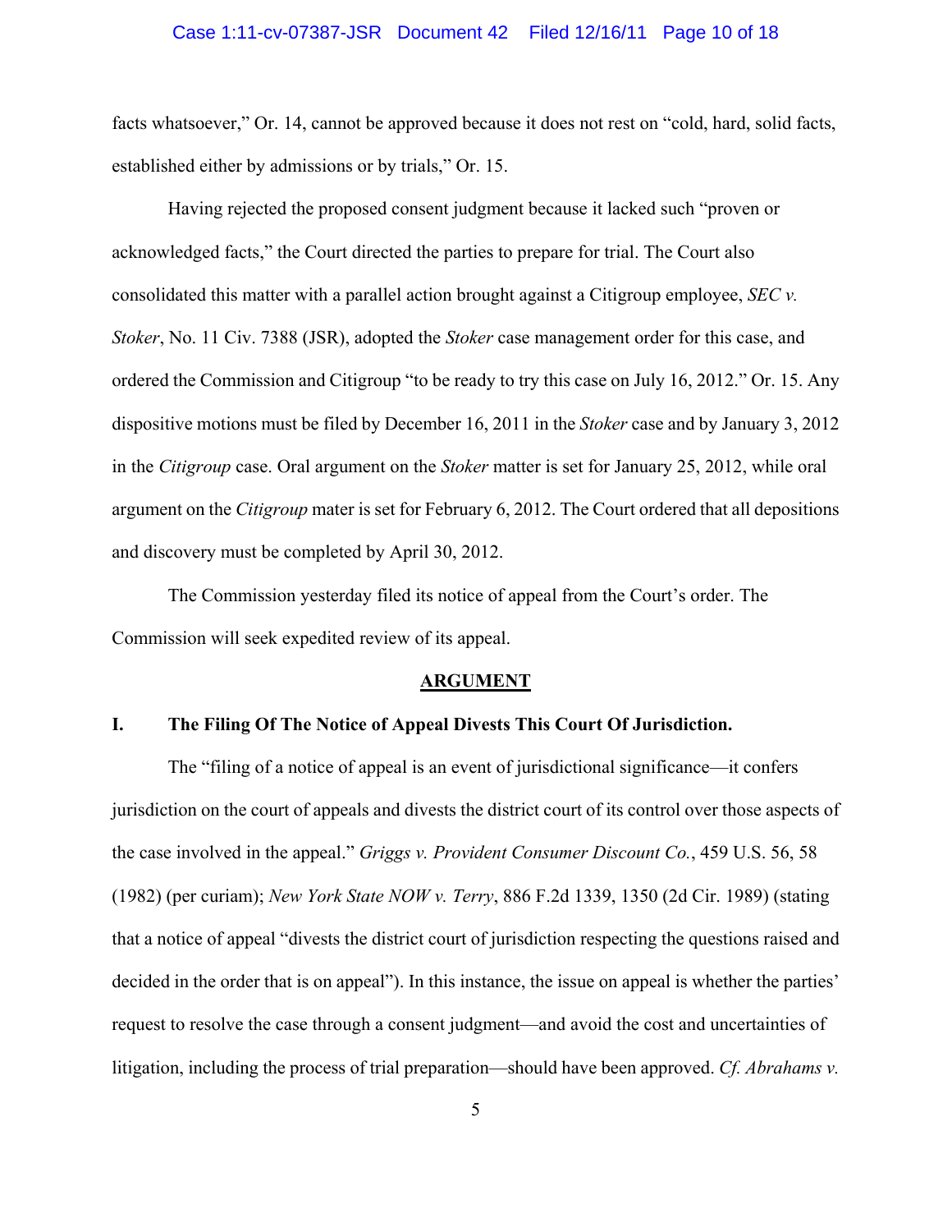facts whatsoever," Or. 14, cannot be approved because it does not rest on "cold, hard, solid facts, established either by admissions or by trials," Or. 15.

Having rejected the proposed consent judgment because it lacked such "proven or acknowledged facts," the Court directed the parties to prepare for trial. The Court also consolidated this matter with a parallel action brought against a Citigroup employee, *SEC v. Stoker*, No. 11 Civ. 7388 (JSR), adopted the *Stoker* case management order for this case, and ordered the Commission and Citigroup "to be ready to try this case on July 16, 2012." Or. 15. Any dispositive motions must be filed by December 16, 2011 in the *Stoker* case and by January 3, 2012 in the *Citigroup* case. Oral argument on the *Stoker* matter is set for January 25, 2012, while oral argument on the *Citigroup* mater is set for February 6, 2012. The Court ordered that all depositions and discovery must be completed by April 30, 2012.

The Commission yesterday filed its notice of appeal from the Court's order. The Commission will seek expedited review of its appeal.

## ARGUMENT

### I. The Filing Of The Notice of Appeal Divests This Court Of Jurisdiction.

The "filing of a notice of appeal is an event of jurisdictional significance—it confers jurisdiction on the court of appeals and divests the district court of its control over those aspects of the case involved in the appeal." *Griggs v. Provident Consumer Discount Co.*, 459 U.S. 56, 58 (1982) (per curiam); *New York State NOW v. Terry*, 886 F.2d 1339, 1350 (2d Cir. 1989) (stating that a notice of appeal "divests the district court of jurisdiction respecting the questions raised and decided in the order that is on appeal"). In this instance, the issue on appeal is whether the parties' request to resolve the case through a consent judgment—and avoid the cost and uncertainties of litigation, including the process of trial preparation—should have been approved. *Cf. Abrahams v.*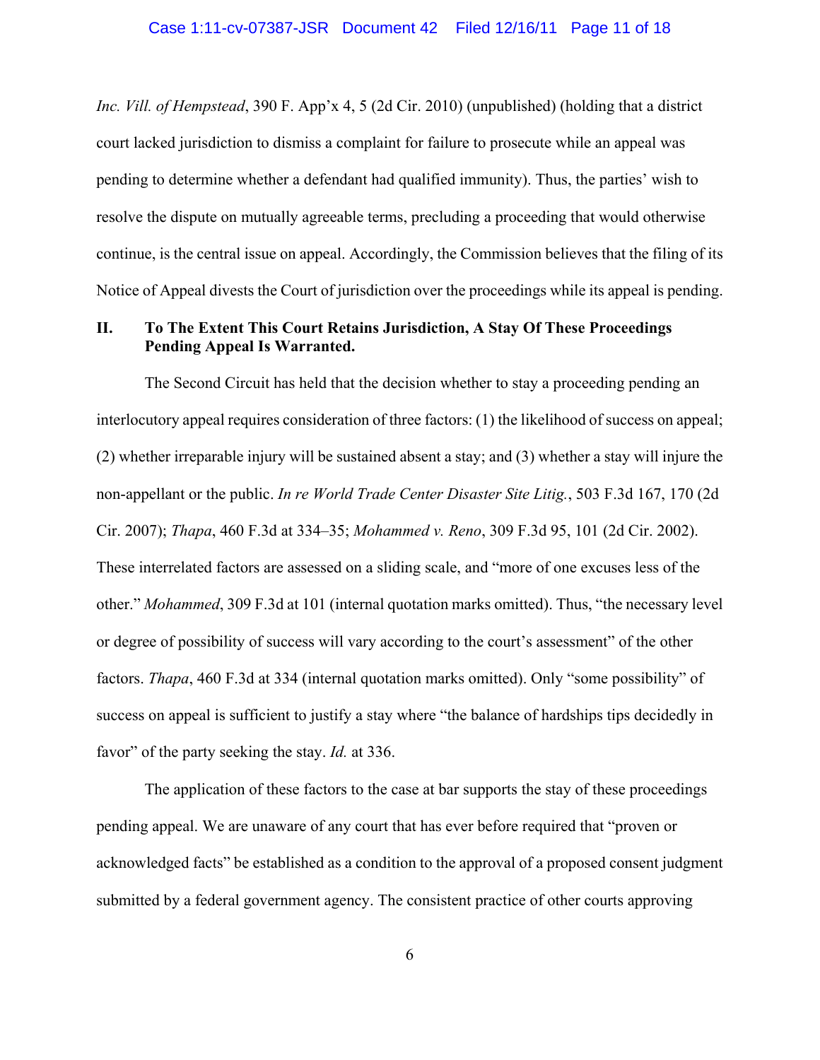*Inc. Vill. of Hempstead*, 390 F. App'x 4, 5 (2d Cir. 2010) (unpublished) (holding that a district court lacked jurisdiction to dismiss a complaint for failure to prosecute while an appeal was pending to determine whether a defendant had qualified immunity). Thus, the parties' wish to resolve the dispute on mutually agreeable terms, precluding a proceeding that would otherwise continue, is the central issue on appeal. Accordingly, the Commission believes that the filing of its Notice of Appeal divests the Court of jurisdiction over the proceedings while its appeal is pending.

## II. To The Extent This Court Retains Jurisdiction, A Stay Of These Proceedings Pending Appeal Is Warranted.

The Second Circuit has held that the decision whether to stay a proceeding pending an interlocutory appeal requires consideration of three factors: (1) the likelihood of success on appeal; (2) whether irreparable injury will be sustained absent a stay; and (3) whether a stay will injure the non-appellant or the public. *In re World Trade Center Disaster Site Litig.*, 503 F.3d 167, 170 (2d Cir. 2007); *Thapa*, 460 F.3d at 334–35; *Mohammed v. Reno*, 309 F.3d 95, 101 (2d Cir. 2002). These interrelated factors are assessed on a sliding scale, and "more of one excuses less of the other." *Mohammed*, 309 F.3d at 101 (internal quotation marks omitted). Thus, "the necessary level or degree of possibility of success will vary according to the court's assessment" of the other factors. *Thapa*, 460 F.3d at 334 (internal quotation marks omitted). Only "some possibility" of success on appeal is sufficient to justify a stay where "the balance of hardships tips decidedly in favor" of the party seeking the stay. *Id.* at 336.

The application of these factors to the case at bar supports the stay of these proceedings pending appeal. We are unaware of any court that has ever before required that "proven or acknowledged facts" be established as a condition to the approval of a proposed consent judgment submitted by a federal government agency. The consistent practice of other courts approving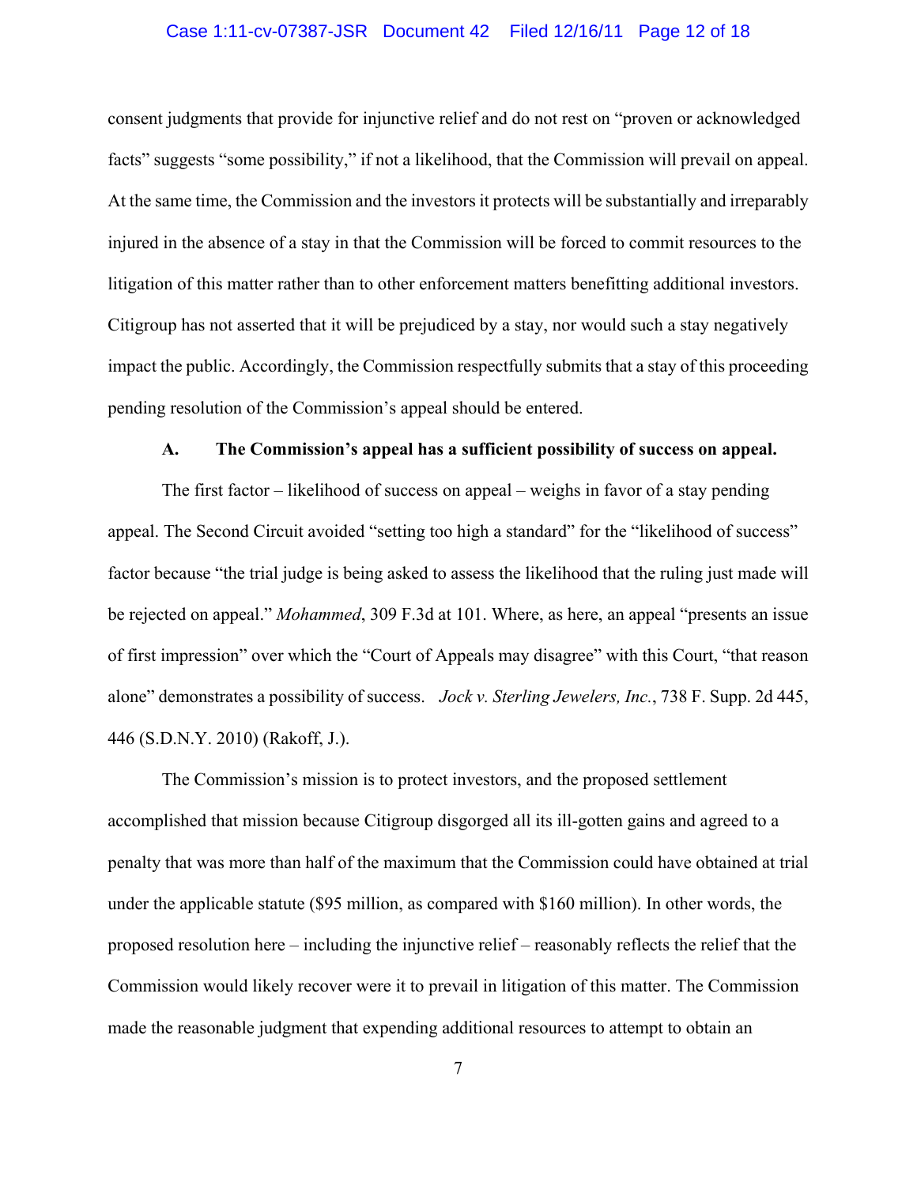consent judgments that provide for injunctive relief and do not rest on "proven or acknowledged facts" suggests "some possibility," if not a likelihood, that the Commission will prevail on appeal. At the same time, the Commission and the investors it protects will be substantially and irreparably injured in the absence of a stay in that the Commission will be forced to commit resources to the litigation of this matter rather than to other enforcement matters benefitting additional investors. Citigroup has not asserted that it will be prejudiced by a stay, nor would such a stay negatively impact the public. Accordingly, the Commission respectfully submits that a stay of this proceeding pending resolution of the Commission's appeal should be entered.

### A. The Commission's appeal has a sufficient possibility of success on appeal.

The first factor – likelihood of success on appeal – weighs in favor of a stay pending appeal. The Second Circuit avoided "setting too high a standard" for the "likelihood of success" factor because "the trial judge is being asked to assess the likelihood that the ruling just made will be rejected on appeal." *Mohammed*, 309 F.3d at 101. Where, as here, an appeal "presents an issue of first impression" over which the "Court of Appeals may disagree" with this Court, "that reason alone" demonstrates a possibility of success. *Jock v. Sterling Jewelers, Inc.*, 738 F. Supp. 2d 445, 446 (S.D.N.Y. 2010) (Rakoff, J.).

The Commission's mission is to protect investors, and the proposed settlement accomplished that mission because Citigroup disgorged all its ill-gotten gains and agreed to a penalty that was more than half of the maximum that the Commission could have obtained at trial under the applicable statute ($95 million, as compared with $160 million). In other words, the proposed resolution here – including the injunctive relief – reasonably reflects the relief that the Commission would likely recover were it to prevail in litigation of this matter. The Commission made the reasonable judgment that expending additional resources to attempt to obtain an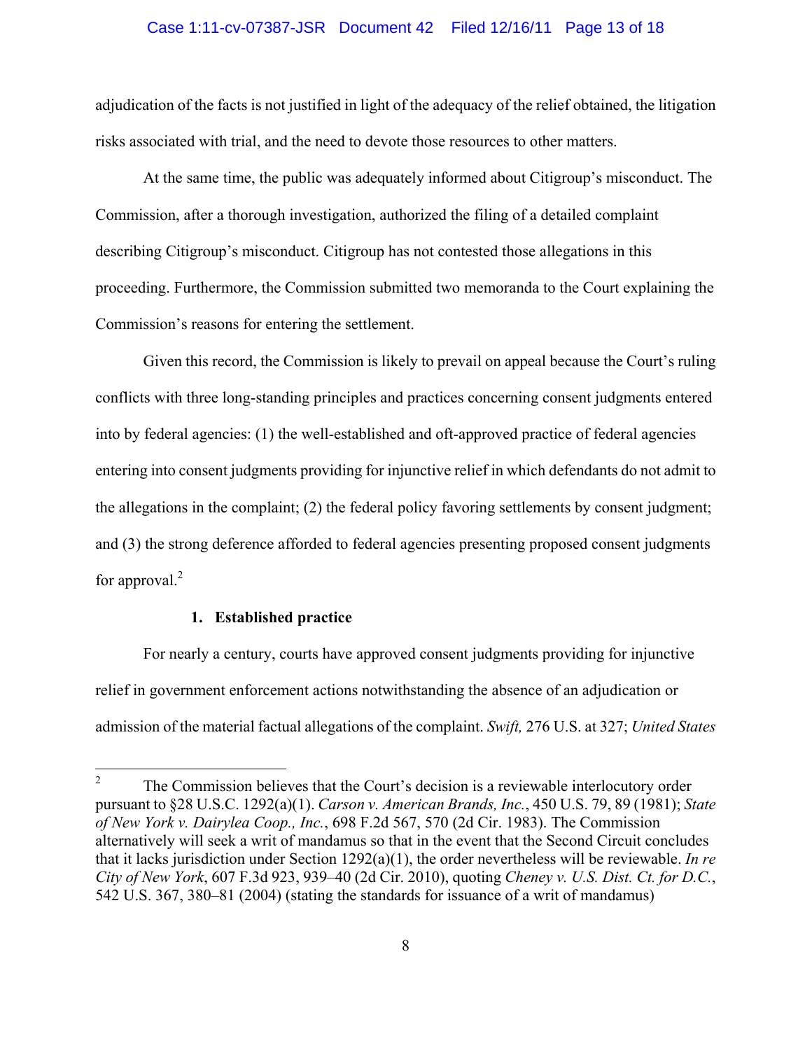adjudication of the facts is not justified in light of the adequacy of the relief obtained, the litigation risks associated with trial, and the need to devote those resources to other matters.

At the same time, the public was adequately informed about Citigroup's misconduct. The Commission, after a thorough investigation, authorized the filing of a detailed complaint describing Citigroup's misconduct. Citigroup has not contested those allegations in this proceeding. Furthermore, the Commission submitted two memoranda to the Court explaining the Commission's reasons for entering the settlement.

Given this record, the Commission is likely to prevail on appeal because the Court's ruling conflicts with three long-standing principles and practices concerning consent judgments entered into by federal agencies: (1) the well-established and oft-approved practice of federal agencies entering into consent judgments providing for injunctive relief in which defendants do not admit to the allegations in the complaint; (2) the federal policy favoring settlements by consent judgment; and (3) the strong deference afforded to federal agencies presenting proposed consent judgments for approval.[2]

**1. Established practice**

For nearly a century, courts have approved consent judgments providing for injunctive relief in government enforcement actions notwithstanding the absence of an adjudication or admission of the material factual allegations of the complaint. *Swift,* 276 U.S. at 327; *United States*

---

[2] The Commission believes that the Court's decision is a reviewable interlocutory order pursuant to §28 U.S.C. 1292(a)(1). *Carson v. American Brands, Inc.*, 450 U.S. 79, 89 (1981); *State of New York v. Dairylea Coop., Inc.*, 698 F.2d 567, 570 (2d Cir. 1983). The Commission alternatively will seek a writ of mandamus so that in the event that the Second Circuit concludes that it lacks jurisdiction under Section 1292(a)(1), the order nevertheless will be reviewable. *In re City of New York*, 607 F.3d 923, 939–40 (2d Cir. 2010), quoting *Cheney v. U.S. Dist. Ct. for D.C.*, 542 U.S. 367, 380–81 (2004) (stating the standards for issuance of a writ of mandamus)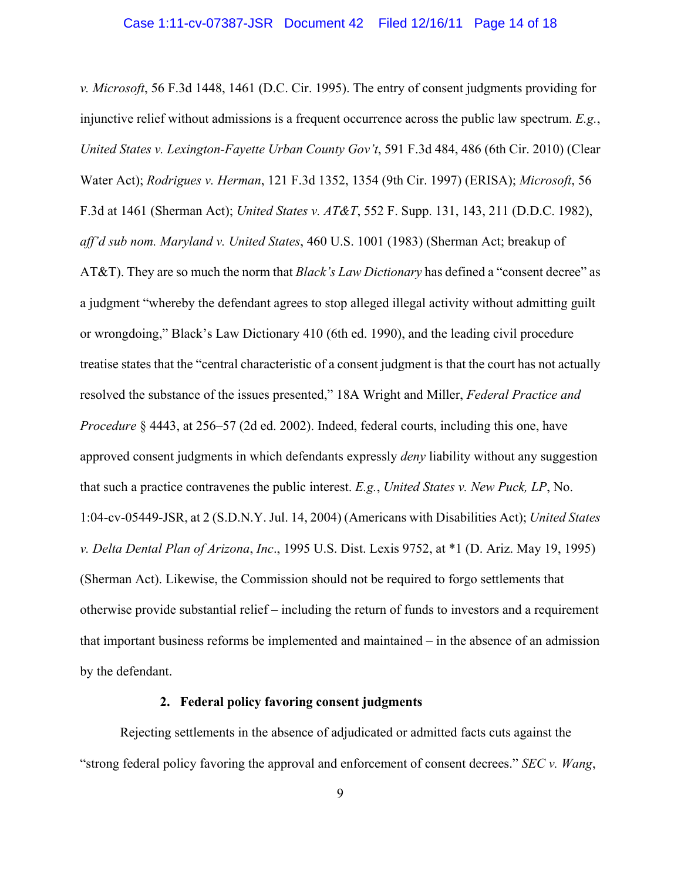*v. Microsoft*, 56 F.3d 1448, 1461 (D.C. Cir. 1995). The entry of consent judgments providing for injunctive relief without admissions is a frequent occurrence across the public law spectrum. *E.g.*, *United States v. Lexington-Fayette Urban County Gov't*, 591 F.3d 484, 486 (6th Cir. 2010) (Clear Water Act); *Rodrigues v. Herman*, 121 F.3d 1352, 1354 (9th Cir. 1997) (ERISA); *Microsoft*, 56 F.3d at 1461 (Sherman Act); *United States v. AT&T*, 552 F. Supp. 131, 143, 211 (D.D.C. 1982), *aff'd sub nom. Maryland v. United States*, 460 U.S. 1001 (1983) (Sherman Act; breakup of AT&T). They are so much the norm that *Black's Law Dictionary* has defined a "consent decree" as a judgment "whereby the defendant agrees to stop alleged illegal activity without admitting guilt or wrongdoing," Black's Law Dictionary 410 (6th ed. 1990), and the leading civil procedure treatise states that the "central characteristic of a consent judgment is that the court has not actually resolved the substance of the issues presented," 18A Wright and Miller, *Federal Practice and Procedure* § 4443, at 256–57 (2d ed. 2002). Indeed, federal courts, including this one, have approved consent judgments in which defendants expressly *deny* liability without any suggestion that such a practice contravenes the public interest. *E.g.*, *United States v. New Puck, LP*, No. 1:04-cv-05449-JSR, at 2 (S.D.N.Y. Jul. 14, 2004) (Americans with Disabilities Act); *United States v. Delta Dental Plan of Arizona*, *Inc*., 1995 U.S. Dist. Lexis 9752, at *1 (D. Ariz. May 19, 1995) (Sherman Act). Likewise, the Commission should not be required to forgo settlements that otherwise provide substantial relief – including the return of funds to investors and a requirement that important business reforms be implemented and maintained – in the absence of an admission by the defendant.

**2. Federal policy favoring consent judgments**

Rejecting settlements in the absence of adjudicated or admitted facts cuts against the "strong federal policy favoring the approval and enforcement of consent decrees." *SEC v. Wang*,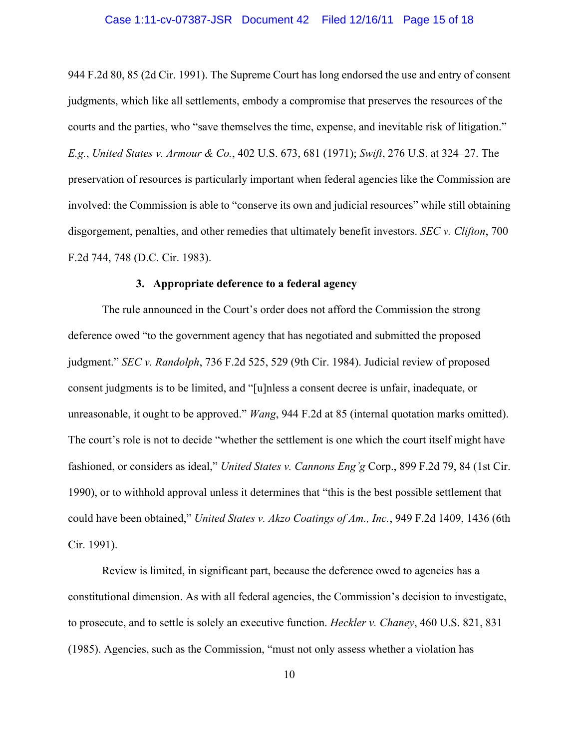944 F.2d 80, 85 (2d Cir. 1991). The Supreme Court has long endorsed the use and entry of consent judgments, which like all settlements, embody a compromise that preserves the resources of the courts and the parties, who "save themselves the time, expense, and inevitable risk of litigation." *E.g.*, *United States v. Armour & Co.*, 402 U.S. 673, 681 (1971); *Swift*, 276 U.S. at 324–27. The preservation of resources is particularly important when federal agencies like the Commission are involved: the Commission is able to "conserve its own and judicial resources" while still obtaining disgorgement, penalties, and other remedies that ultimately benefit investors. *SEC v. Clifton*, 700 F.2d 744, 748 (D.C. Cir. 1983).

### 3. Appropriate deference to a federal agency

The rule announced in the Court's order does not afford the Commission the strong deference owed "to the government agency that has negotiated and submitted the proposed judgment." *SEC v. Randolph*, 736 F.2d 525, 529 (9th Cir. 1984). Judicial review of proposed consent judgments is to be limited, and "[u]nless a consent decree is unfair, inadequate, or unreasonable, it ought to be approved." *Wang*, 944 F.2d at 85 (internal quotation marks omitted). The court's role is not to decide "whether the settlement is one which the court itself might have fashioned, or considers as ideal," *United States v. Cannons Eng'g* Corp., 899 F.2d 79, 84 (1st Cir. 1990), or to withhold approval unless it determines that "this is the best possible settlement that could have been obtained," *United States v. Akzo Coatings of Am., Inc.*, 949 F.2d 1409, 1436 (6th Cir. 1991).

Review is limited, in significant part, because the deference owed to agencies has a constitutional dimension. As with all federal agencies, the Commission's decision to investigate, to prosecute, and to settle is solely an executive function. *Heckler v. Chaney*, 460 U.S. 821, 831 (1985). Agencies, such as the Commission, "must not only assess whether a violation has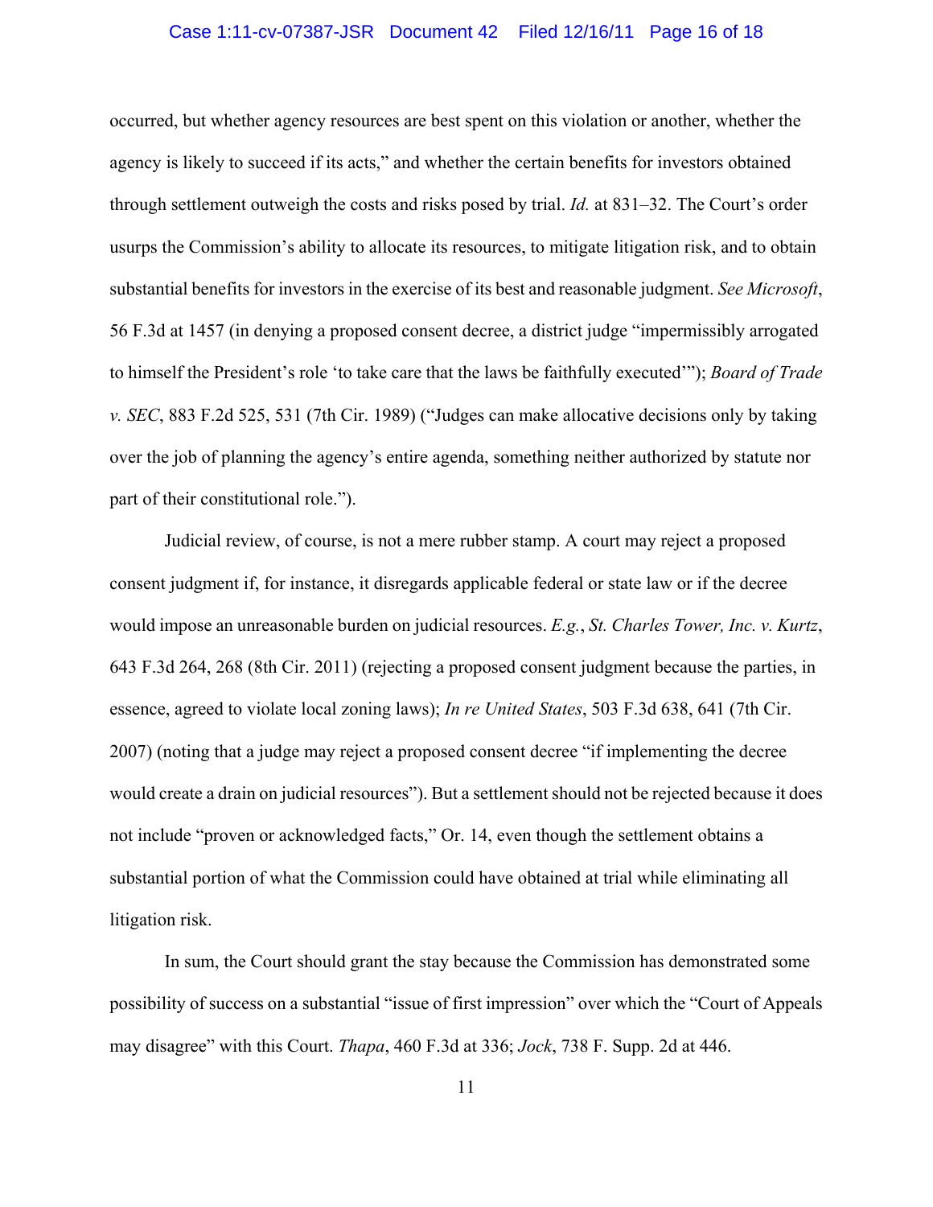occurred, but whether agency resources are best spent on this violation or another, whether the agency is likely to succeed if its acts," and whether the certain benefits for investors obtained through settlement outweigh the costs and risks posed by trial. *Id.* at 831–32. The Court's order usurps the Commission's ability to allocate its resources, to mitigate litigation risk, and to obtain substantial benefits for investors in the exercise of its best and reasonable judgment. *See Microsoft*, 56 F.3d at 1457 (in denying a proposed consent decree, a district judge "impermissibly arrogated to himself the President's role 'to take care that the laws be faithfully executed'"); *Board of Trade v. SEC*, 883 F.2d 525, 531 (7th Cir. 1989) ("Judges can make allocative decisions only by taking over the job of planning the agency's entire agenda, something neither authorized by statute nor part of their constitutional role.").

Judicial review, of course, is not a mere rubber stamp. A court may reject a proposed consent judgment if, for instance, it disregards applicable federal or state law or if the decree would impose an unreasonable burden on judicial resources. *E.g.*, *St. Charles Tower, Inc. v. Kurtz*, 643 F.3d 264, 268 (8th Cir. 2011) (rejecting a proposed consent judgment because the parties, in essence, agreed to violate local zoning laws); *In re United States*, 503 F.3d 638, 641 (7th Cir. 2007) (noting that a judge may reject a proposed consent decree "if implementing the decree would create a drain on judicial resources"). But a settlement should not be rejected because it does not include "proven or acknowledged facts," Or. 14, even though the settlement obtains a substantial portion of what the Commission could have obtained at trial while eliminating all litigation risk.

In sum, the Court should grant the stay because the Commission has demonstrated some possibility of success on a substantial "issue of first impression" over which the "Court of Appeals may disagree" with this Court. *Thapa*, 460 F.3d at 336; *Jock*, 738 F. Supp. 2d at 446.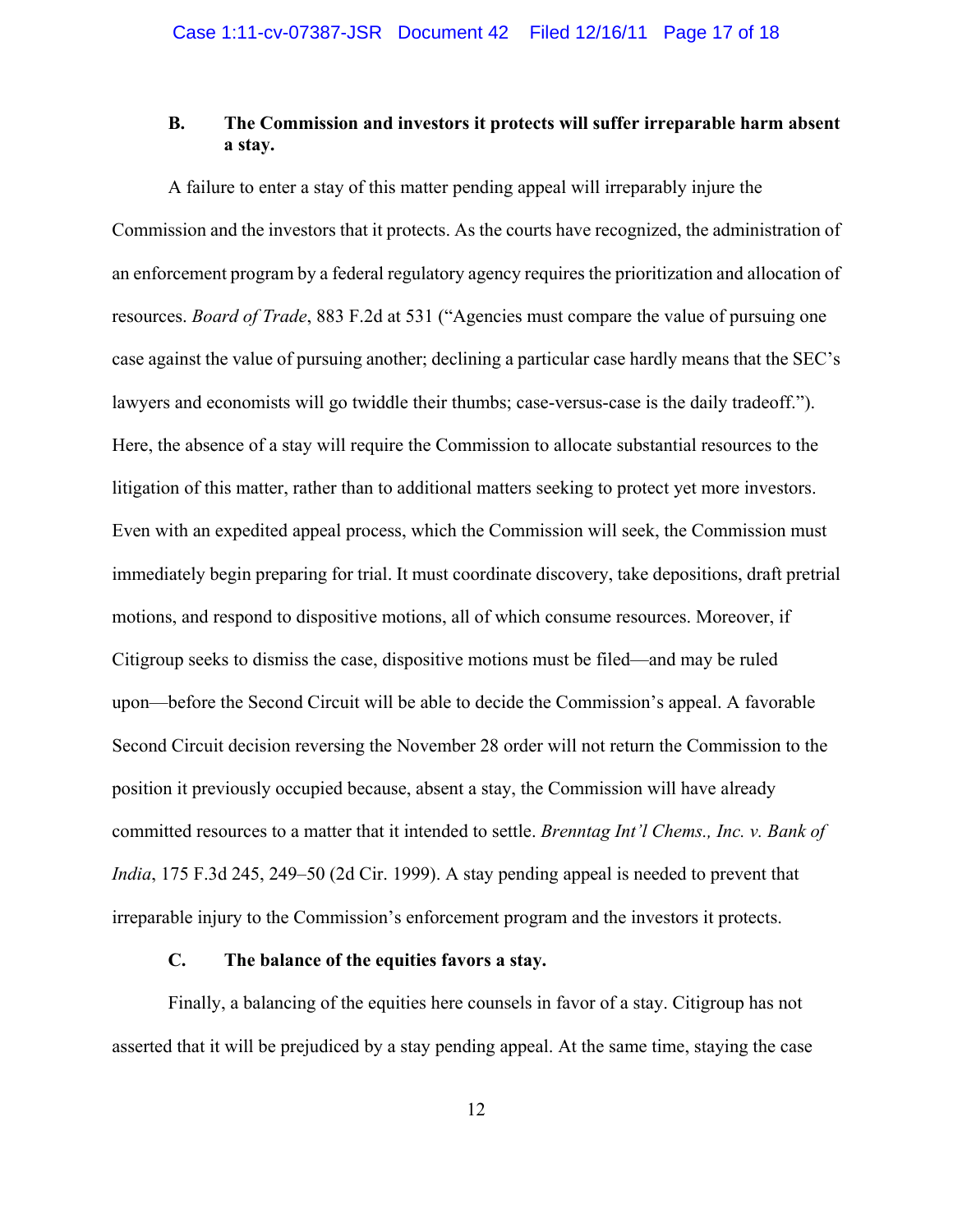### B. The Commission and investors it protects will suffer irreparable harm absent a stay.

A failure to enter a stay of this matter pending appeal will irreparably injure the Commission and the investors that it protects. As the courts have recognized, the administration of an enforcement program by a federal regulatory agency requires the prioritization and allocation of resources. *Board of Trade*, 883 F.2d at 531 ("Agencies must compare the value of pursuing one case against the value of pursuing another; declining a particular case hardly means that the SEC's lawyers and economists will go twiddle their thumbs; case-versus-case is the daily tradeoff."). Here, the absence of a stay will require the Commission to allocate substantial resources to the litigation of this matter, rather than to additional matters seeking to protect yet more investors. Even with an expedited appeal process, which the Commission will seek, the Commission must immediately begin preparing for trial. It must coordinate discovery, take depositions, draft pretrial motions, and respond to dispositive motions, all of which consume resources. Moreover, if Citigroup seeks to dismiss the case, dispositive motions must be filed—and may be ruled upon—before the Second Circuit will be able to decide the Commission's appeal. A favorable Second Circuit decision reversing the November 28 order will not return the Commission to the position it previously occupied because, absent a stay, the Commission will have already committed resources to a matter that it intended to settle. *Brenntag Int'l Chems., Inc. v. Bank of India*, 175 F.3d 245, 249–50 (2d Cir. 1999). A stay pending appeal is needed to prevent that irreparable injury to the Commission's enforcement program and the investors it protects.

### C. The balance of the equities favors a stay.

Finally, a balancing of the equities here counsels in favor of a stay. Citigroup has not asserted that it will be prejudiced by a stay pending appeal. At the same time, staying the case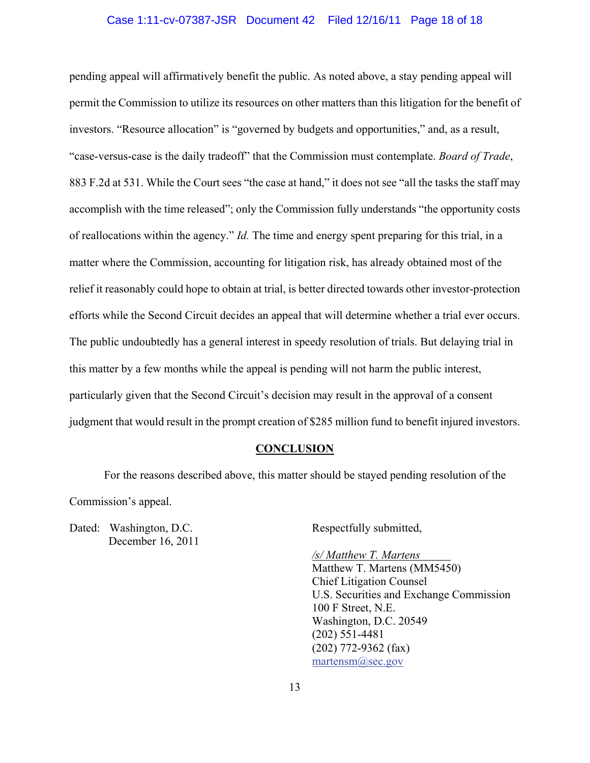pending appeal will affirmatively benefit the public. As noted above, a stay pending appeal will permit the Commission to utilize its resources on other matters than this litigation for the benefit of investors. "Resource allocation" is "governed by budgets and opportunities," and, as a result, "case-versus-case is the daily tradeoff" that the Commission must contemplate. *Board of Trade*, 883 F.2d at 531. While the Court sees "the case at hand," it does not see "all the tasks the staff may accomplish with the time released"; only the Commission fully understands "the opportunity costs of reallocations within the agency." *Id.* The time and energy spent preparing for this trial, in a matter where the Commission, accounting for litigation risk, has already obtained most of the relief it reasonably could hope to obtain at trial, is better directed towards other investor-protection efforts while the Second Circuit decides an appeal that will determine whether a trial ever occurs. The public undoubtedly has a general interest in speedy resolution of trials. But delaying trial in this matter by a few months while the appeal is pending will not harm the public interest, particularly given that the Second Circuit's decision may result in the approval of a consent judgment that would result in the prompt creation of $285 million fund to benefit injured investors.

## CONCLUSION

For the reasons described above, this matter should be stayed pending resolution of the Commission's appeal.

Dated: Washington, D.C.
December 16, 2011

Respectfully submitted,

*/s/ Matthew T. Martens*
Matthew T. Martens (MM5450)
Chief Litigation Counsel
U.S. Securities and Exchange Commission
100 F Street, N.E.
Washington, D.C. 20549
(202) 551-4481
(202) 772-9362 (fax)
martensm@sec.gov